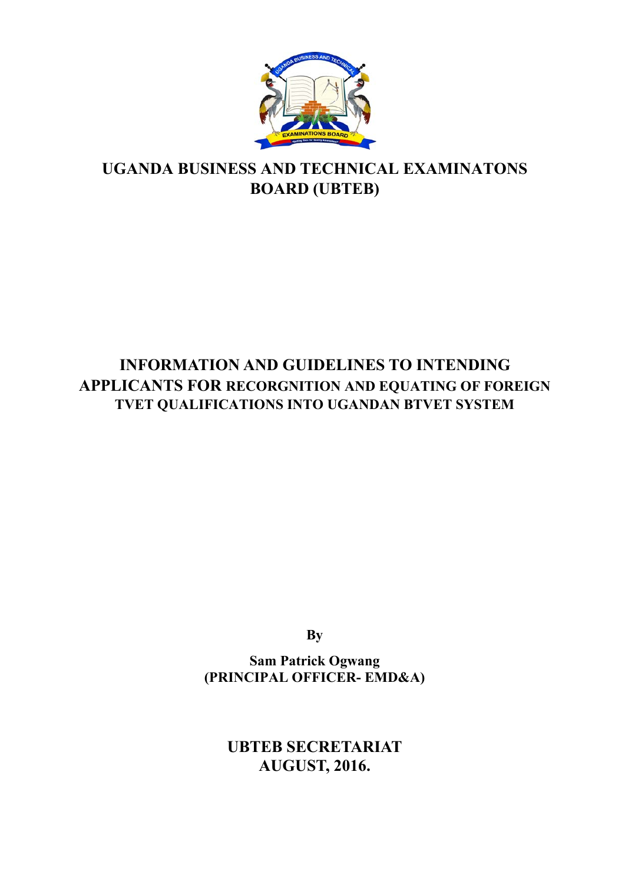# UGANDA BUSINESS AND TECHNICAL EXAMINATONS BOARD (UBTEB)

## INFORMATION AND GUIDELINES TO INTENDING APPLICANTS FOR RECORGNITION AND EQUATING OF FOREIGN TVET QUALIFICATIONS INTO UGANDAN BTVET SYSTEM

**By**

**Sam Patrick Ogwang**
**(PRINCIPAL OFFICER- EMD&A)**

**UBTEB SECRETARIAT**
**AUGUST, 2016.**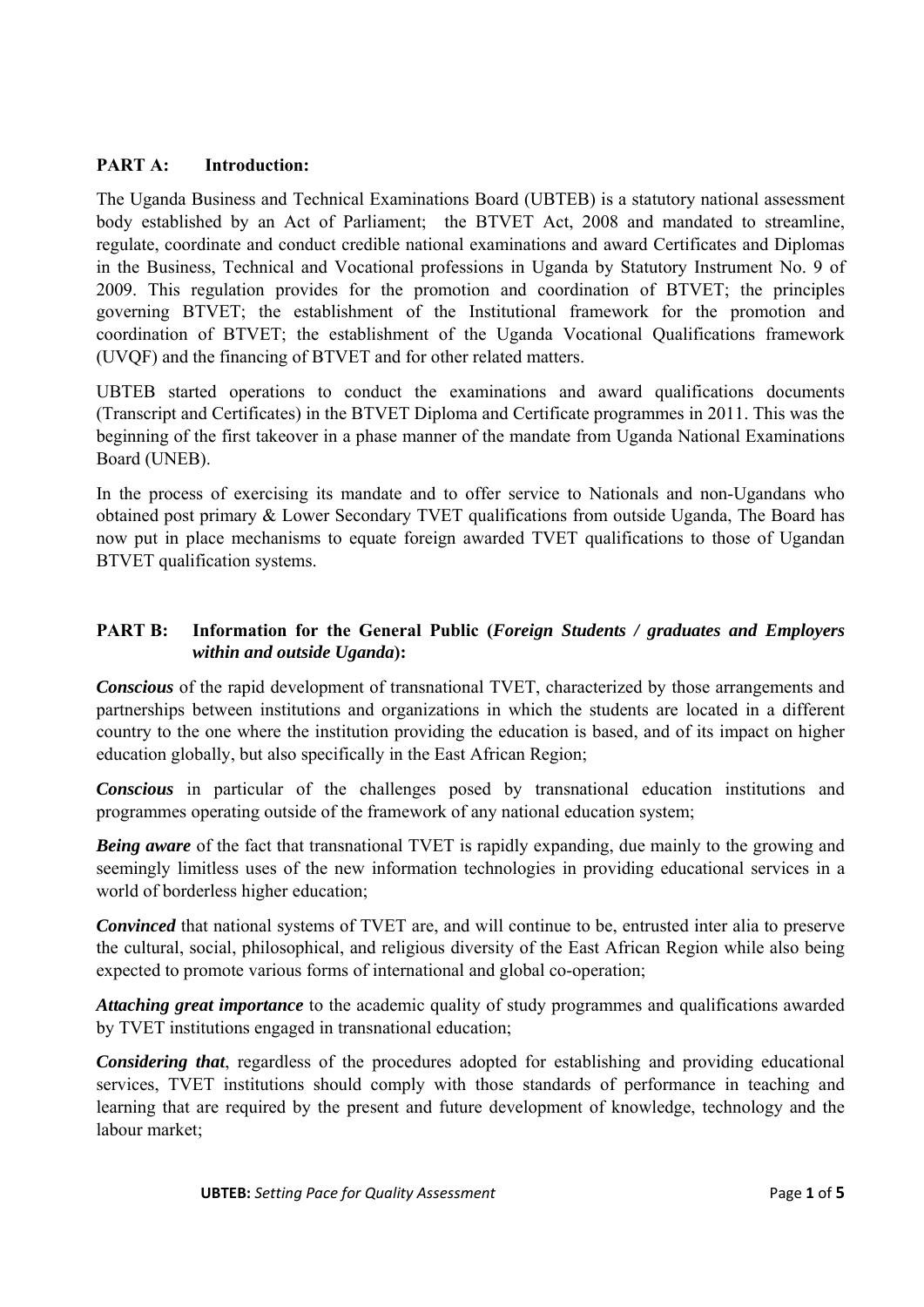## PART A: Introduction:

The Uganda Business and Technical Examinations Board (UBTEB) is a statutory national assessment body established by an Act of Parliament; the BTVET Act, 2008 and mandated to streamline, regulate, coordinate and conduct credible national examinations and award Certificates and Diplomas in the Business, Technical and Vocational professions in Uganda by Statutory Instrument No. 9 of 2009. This regulation provides for the promotion and coordination of BTVET; the principles governing BTVET; the establishment of the Institutional framework for the promotion and coordination of BTVET; the establishment of the Uganda Vocational Qualifications framework (UVQF) and the financing of BTVET and for other related matters.

UBTEB started operations to conduct the examinations and award qualifications documents (Transcript and Certificates) in the BTVET Diploma and Certificate programmes in 2011. This was the beginning of the first takeover in a phase manner of the mandate from Uganda National Examinations Board (UNEB).

In the process of exercising its mandate and to offer service to Nationals and non-Ugandans who obtained post primary & Lower Secondary TVET qualifications from outside Uganda, The Board has now put in place mechanisms to equate foreign awarded TVET qualifications to those of Ugandan BTVET qualification systems.

## PART B: Information for the General Public (*Foreign Students / graduates and Employers within and outside Uganda*):

***Conscious*** of the rapid development of transnational TVET, characterized by those arrangements and partnerships between institutions and organizations in which the students are located in a different country to the one where the institution providing the education is based, and of its impact on higher education globally, but also specifically in the East African Region;

***Conscious*** in particular of the challenges posed by transnational education institutions and programmes operating outside of the framework of any national education system;

***Being aware*** of the fact that transnational TVET is rapidly expanding, due mainly to the growing and seemingly limitless uses of the new information technologies in providing educational services in a world of borderless higher education;

***Convinced*** that national systems of TVET are, and will continue to be, entrusted inter alia to preserve the cultural, social, philosophical, and religious diversity of the East African Region while also being expected to promote various forms of international and global co-operation;

***Attaching great importance*** to the academic quality of study programmes and qualifications awarded by TVET institutions engaged in transnational education;

***Considering that***, regardless of the procedures adopted for establishing and providing educational services, TVET institutions should comply with those standards of performance in teaching and learning that are required by the present and future development of knowledge, technology and the labour market;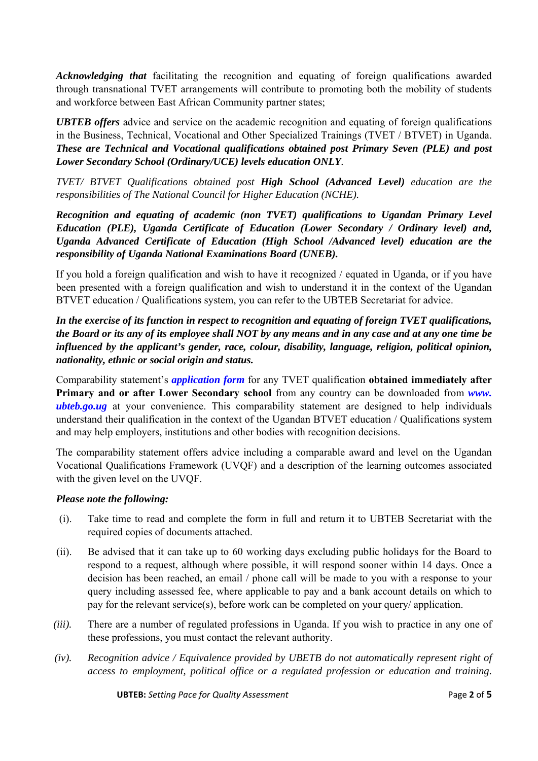***Acknowledging that*** facilitating the recognition and equating of foreign qualifications awarded through transnational TVET arrangements will contribute to promoting both the mobility of students and workforce between East African Community partner states;

***UBTEB offers*** advice and service on the academic recognition and equating of foreign qualifications in the Business, Technical, Vocational and Other Specialized Trainings (TVET / BTVET) in Uganda. ***These are Technical and Vocational qualifications obtained post Primary Seven (PLE) and post Lower Secondary School (Ordinary/UCE) levels education ONLY***.

*TVET/ BTVET Qualifications obtained post **High School (Advanced Level)** education are the responsibilities of The National Council for Higher Education (NCHE).*

***Recognition and equating of academic (non TVET) qualifications to Ugandan Primary Level Education (PLE), Uganda Certificate of Education (Lower Secondary / Ordinary level) and, Uganda Advanced Certificate of Education (High School /Advanced level) education are the responsibility of Uganda National Examinations Board (UNEB).***

If you hold a foreign qualification and wish to have it recognized / equated in Uganda, or if you have been presented with a foreign qualification and wish to understand it in the context of the Ugandan BTVET education / Qualifications system, you can refer to the UBTEB Secretariat for advice.

***In the exercise of its function in respect to recognition and equating of foreign TVET qualifications, the Board or its any of its employee shall NOT by any means and in any case and at any one time be influenced by the applicant's gender, race, colour, disability, language, religion, political opinion, nationality, ethnic or social origin and status.***

Comparability statement's ***application form*** for any TVET qualification **obtained immediately after Primary and or after Lower Secondary school** from any country can be downloaded from ***www. ubteb.go.ug*** at your convenience. This comparability statement are designed to help individuals understand their qualification in the context of the Ugandan BTVET education / Qualifications system and may help employers, institutions and other bodies with recognition decisions.

The comparability statement offers advice including a comparable award and level on the Ugandan Vocational Qualifications Framework (UVQF) and a description of the learning outcomes associated with the given level on the UVQF.

***Please note the following:***

(i). Take time to read and complete the form in full and return it to UBTEB Secretariat with the required copies of documents attached.

(ii). Be advised that it can take up to 60 working days excluding public holidays for the Board to respond to a request, although where possible, it will respond sooner within 14 days. Once a decision has been reached, an email / phone call will be made to you with a response to your query including assessed fee, where applicable to pay and a bank account details on which to pay for the relevant service(s), before work can be completed on your query/ application.

*(iii).* There are a number of regulated professions in Uganda. If you wish to practice in any one of these professions, you must contact the relevant authority.

*(iv). Recognition advice / Equivalence provided by UBETB do not automatically represent right of access to employment, political office or a regulated profession or education and training.*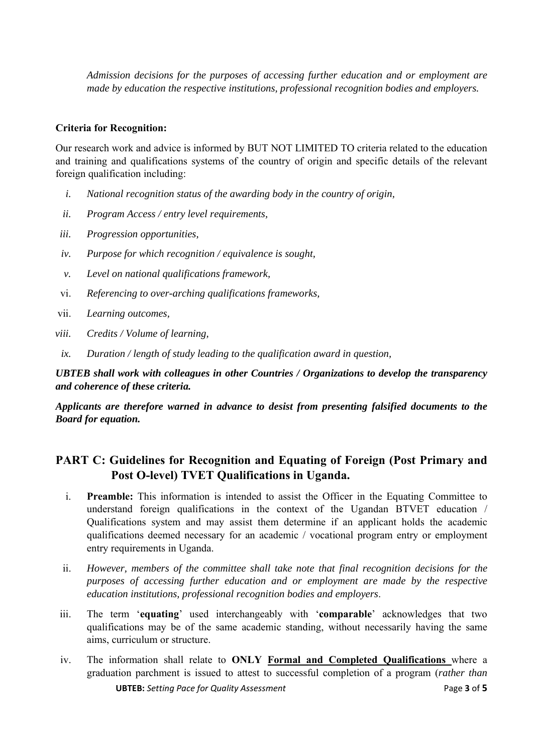*Admission decisions for the purposes of accessing further education and or employment are made by education the respective institutions, professional recognition bodies and employers.*

**Criteria for Recognition:**

Our research work and advice is informed by BUT NOT LIMITED TO criteria related to the education and training and qualifications systems of the country of origin and specific details of the relevant foreign qualification including:

i. *National recognition status of the awarding body in the country of origin,*
ii. *Program Access / entry level requirements,*
iii. *Progression opportunities,*
iv. *Purpose for which recognition / equivalence is sought,*
v. *Level on national qualifications framework,*
vi. *Referencing to over-arching qualifications frameworks,*
vii. *Learning outcomes,*
viii. *Credits / Volume of learning,*
ix. *Duration / length of study leading to the qualification award in question,*

***UBTEB shall work with colleagues in other Countries / Organizations to develop the transparency and coherence of these criteria.***

***Applicants are therefore warned in advance to desist from presenting falsified documents to the Board for equation.***

## PART C: Guidelines for Recognition and Equating of Foreign (Post Primary and Post O-level) TVET Qualifications in Uganda.

i. **Preamble:** This information is intended to assist the Officer in the Equating Committee to understand foreign qualifications in the context of the Ugandan BTVET education / Qualifications system and may assist them determine if an applicant holds the academic qualifications deemed necessary for an academic / vocational program entry or employment entry requirements in Uganda.

ii. *However, members of the committee shall take note that final recognition decisions for the purposes of accessing further education and or employment are made by the respective education institutions, professional recognition bodies and employers*.

iii. The term '**equating**' used interchangeably with '**comparable**' acknowledges that two qualifications may be of the same academic standing, without necessarily having the same aims, curriculum or structure.

iv. The information shall relate to **ONLY <u>Formal and Completed Qualifications</u>** where a graduation parchment is issued to attest to successful completion of a program (*rather than*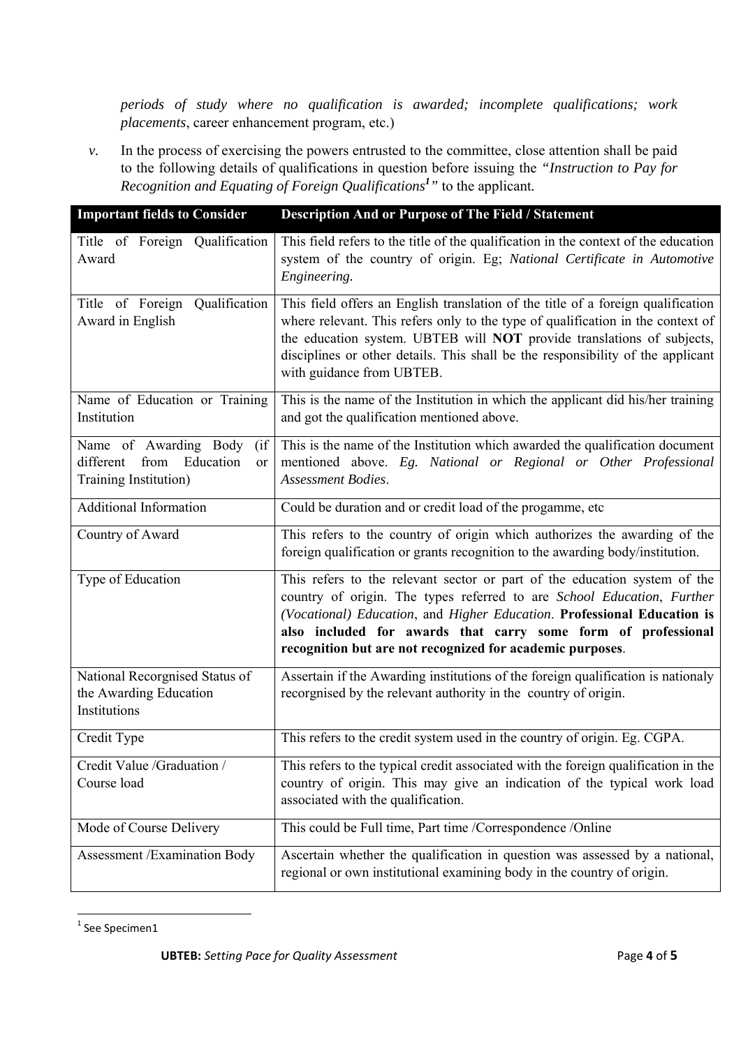*periods of study where no qualification is awarded; incomplete qualifications; work placements*, career enhancement program, etc.)

*v.* In the process of exercising the powers entrusted to the committee, close attention shall be paid to the following details of qualifications in question before issuing the *"Instruction to Pay for Recognition and Equating of Foreign Qualifications*[1]*"* to the applicant.

| Important fields to Consider | Description And or Purpose of The Field / Statement |
|---|---|
| Title of Foreign Qualification Award | This field refers to the title of the qualification in the context of the education system of the country of origin. Eg; *National Certificate in Automotive Engineering.* |
| Title of Foreign Qualification Award in English | This field offers an English translation of the title of a foreign qualification where relevant. This refers only to the type of qualification in the context of the education system. UBTEB will **NOT** provide translations of subjects, disciplines or other details. This shall be the responsibility of the applicant with guidance from UBTEB. |
| Name of Education or Training Institution | This is the name of the Institution in which the applicant did his/her training and got the qualification mentioned above. |
| Name of Awarding Body (if different from Education or Training Institution) | This is the name of the Institution which awarded the qualification document mentioned above. *Eg. National or Regional or Other Professional Assessment Bodies*. |
| Additional Information | Could be duration and or credit load of the progamme, etc |
| Country of Award | This refers to the country of origin which authorizes the awarding of the foreign qualification or grants recognition to the awarding body/institution. |
| Type of Education | This refers to the relevant sector or part of the education system of the country of origin. The types referred to are *School Education*, *Further (Vocational) Education*, and *Higher Education*. **Professional Education is also included for awards that carry some form of professional recognition but are not recognized for academic purposes**. |
| National Recorgnised Status of the Awarding Education Institutions | Assertain if the Awarding institutions of the foreign qualification is nationaly recorgnised by the relevant authority in the country of origin. |
| Credit Type | This refers to the credit system used in the country of origin. Eg. CGPA. |
| Credit Value /Graduation / Course load | This refers to the typical credit associated with the foreign qualification in the country of origin. This may give an indication of the typical work load associated with the qualification. |
| Mode of Course Delivery | This could be Full time, Part time /Correspondence /Online |
| Assessment /Examination Body | Ascertain whether the qualification in question was assessed by a national, regional or own institutional examining body in the country of origin. |

[1] See Specimen1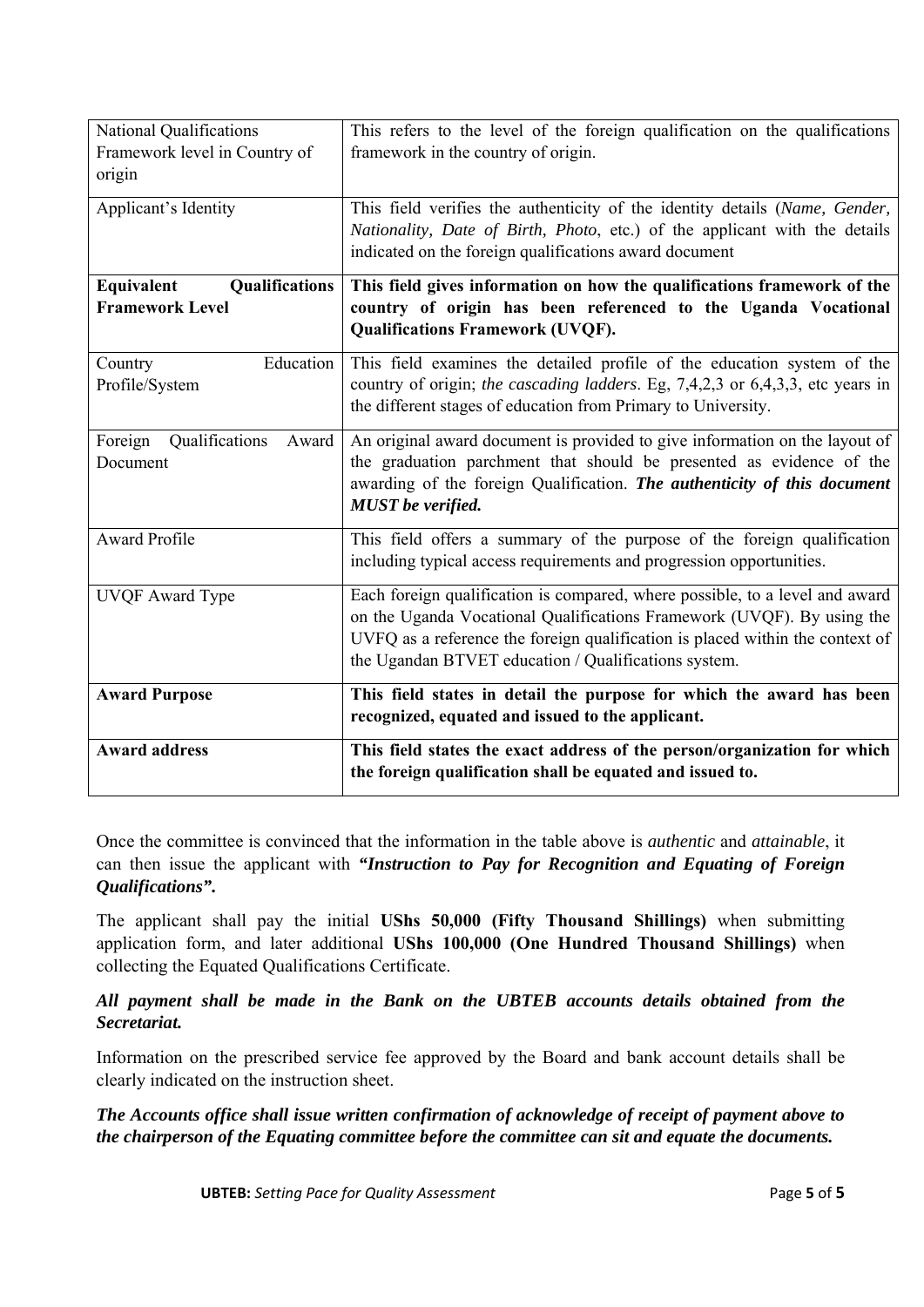| | |
|---|---|
| National Qualifications Framework level in Country of origin | This refers to the level of the foreign qualification on the qualifications framework in the country of origin. |
| Applicant's Identity | This field verifies the authenticity of the identity details (*Name, Gender, Nationality, Date of Birth, Photo*, etc.) of the applicant with the details indicated on the foreign qualifications award document |
| **Equivalent Qualifications Framework Level** | **This field gives information on how the qualifications framework of the country of origin has been referenced to the Uganda Vocational Qualifications Framework (UVQF).** |
| Country Education Profile/System | This field examines the detailed profile of the education system of the country of origin; *the cascading ladders*. Eg, 7,4,2,3 or 6,4,3,3, etc years in the different stages of education from Primary to University. |
| Foreign Qualifications Award Document | An original award document is provided to give information on the layout of the graduation parchment that should be presented as evidence of the awarding of the foreign Qualification. ***The authenticity of this document MUST be verified.*** |
| Award Profile | This field offers a summary of the purpose of the foreign qualification including typical access requirements and progression opportunities. |
| UVQF Award Type | Each foreign qualification is compared, where possible, to a level and award on the Uganda Vocational Qualifications Framework (UVQF). By using the UVFQ as a reference the foreign qualification is placed within the context of the Ugandan BTVET education / Qualifications system. |
| **Award Purpose** | **This field states in detail the purpose for which the award has been recognized, equated and issued to the applicant.** |
| **Award address** | **This field states the exact address of the person/organization for which the foreign qualification shall be equated and issued to.** |

Once the committee is convinced that the information in the table above is *authentic* and *attainable*, it can then issue the applicant with ***"Instruction to Pay for Recognition and Equating of Foreign Qualifications".***

The applicant shall pay the initial **UShs 50,000 (Fifty Thousand Shillings)** when submitting application form, and later additional **UShs 100,000 (One Hundred Thousand Shillings)** when collecting the Equated Qualifications Certificate.

***All payment shall be made in the Bank on the UBTEB accounts details obtained from the Secretariat.***

Information on the prescribed service fee approved by the Board and bank account details shall be clearly indicated on the instruction sheet.

***The Accounts office shall issue written confirmation of acknowledge of receipt of payment above to the chairperson of the Equating committee before the committee can sit and equate the documents.***